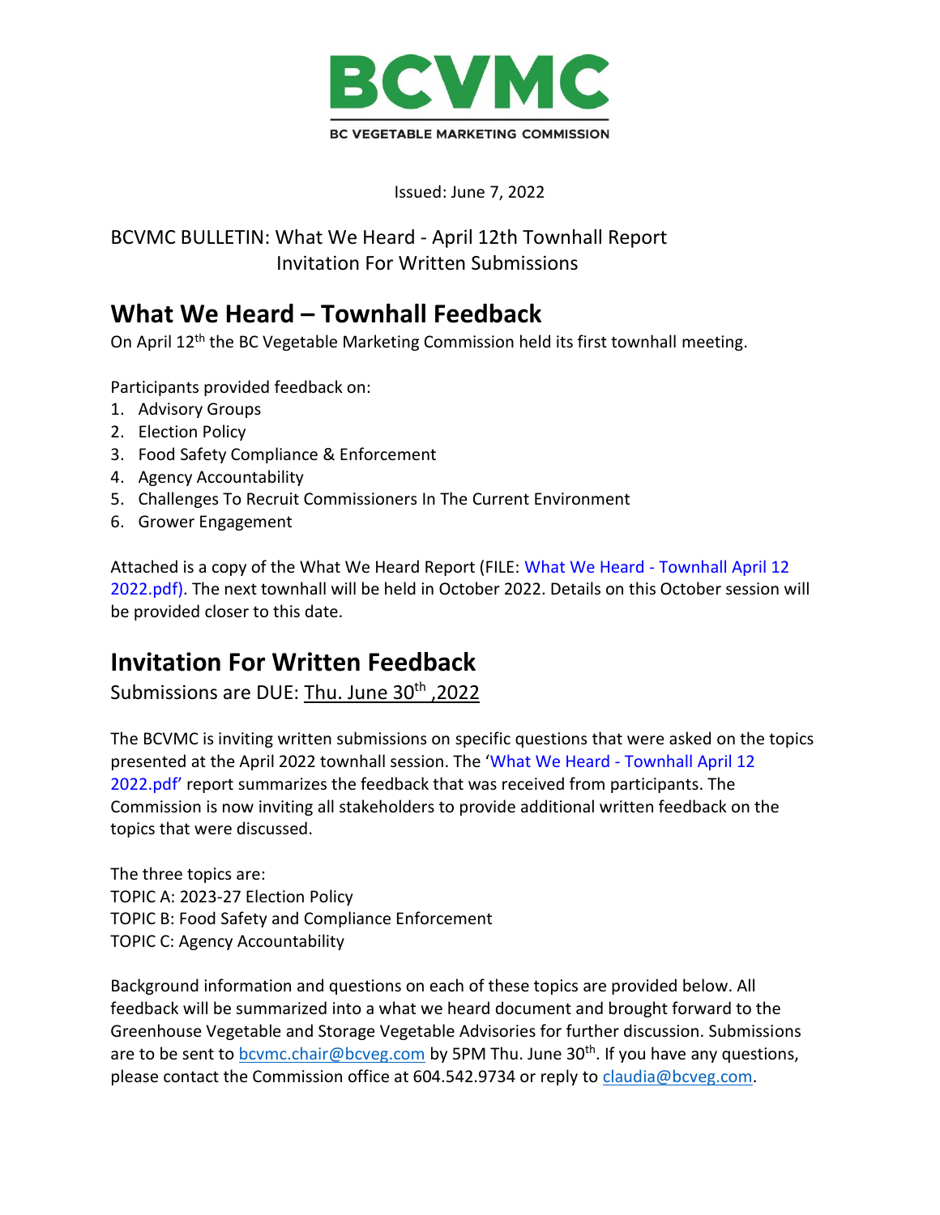# BCVMC

BC VEGETABLE MARKETING COMMISSION

Issued: June 7, 2022

BCVMC BULLETIN: What We Heard - April 12th Townhall Report
Invitation For Written Submissions

## What We Heard – Townhall Feedback

On April 12th the BC Vegetable Marketing Commission held its first townhall meeting.

Participants provided feedback on:

1. Advisory Groups
2. Election Policy
3. Food Safety Compliance & Enforcement
4. Agency Accountability
5. Challenges To Recruit Commissioners In The Current Environment
6. Grower Engagement

Attached is a copy of the What We Heard Report (FILE: What We Heard - Townhall April 12 2022.pdf). The next townhall will be held in October 2022. Details on this October session will be provided closer to this date.

## Invitation For Written Feedback

Submissions are DUE: Thu. June 30th ,2022

The BCVMC is inviting written submissions on specific questions that were asked on the topics presented at the April 2022 townhall session. The 'What We Heard - Townhall April 12 2022.pdf' report summarizes the feedback that was received from participants. The Commission is now inviting all stakeholders to provide additional written feedback on the topics that were discussed.

The three topics are:
TOPIC A: 2023-27 Election Policy
TOPIC B: Food Safety and Compliance Enforcement
TOPIC C: Agency Accountability

Background information and questions on each of these topics are provided below. All feedback will be summarized into a what we heard document and brought forward to the Greenhouse Vegetable and Storage Vegetable Advisories for further discussion. Submissions are to be sent to bcvmc.chair@bcveg.com by 5PM Thu. June 30th. If you have any questions, please contact the Commission office at 604.542.9734 or reply to claudia@bcveg.com.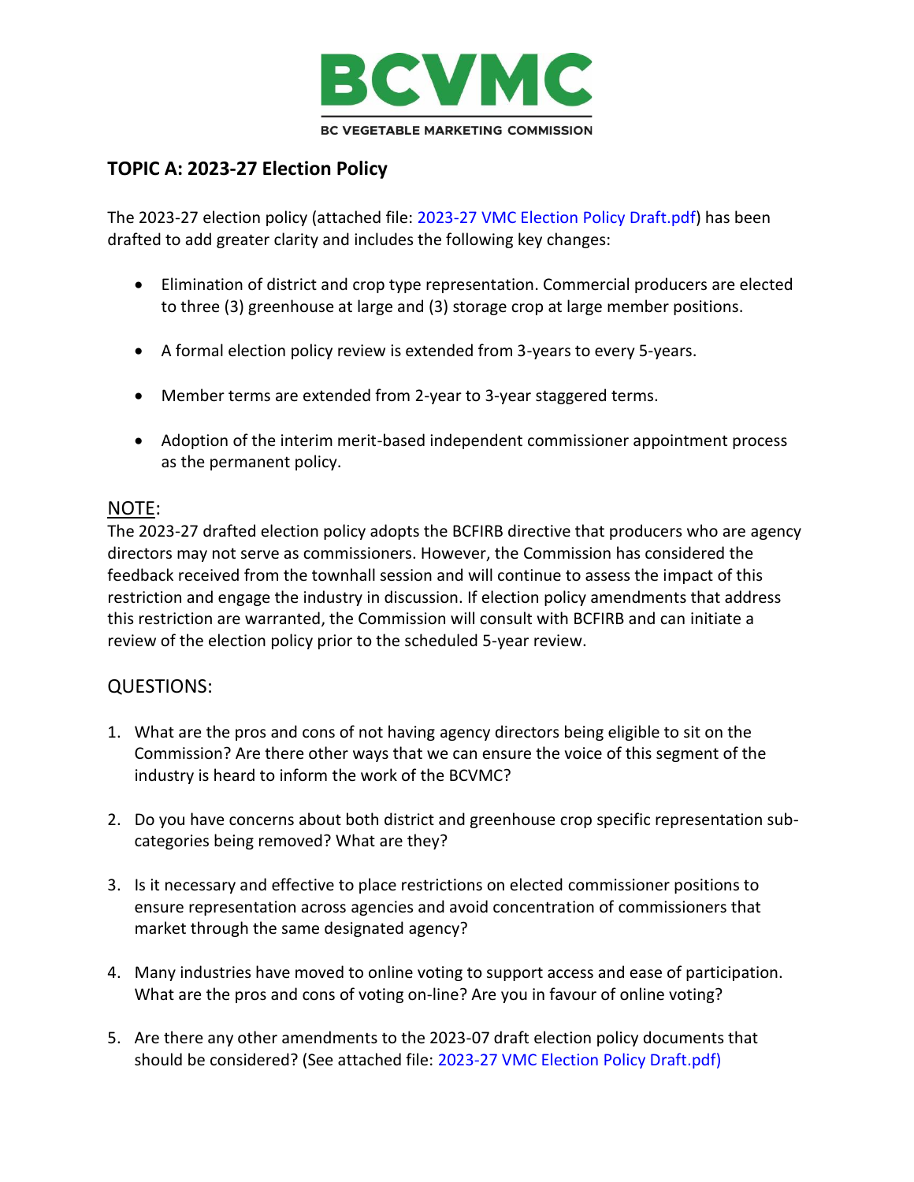**BCVMC**

BC VEGETABLE MARKETING COMMISSION

## TOPIC A: 2023-27 Election Policy

The 2023-27 election policy (attached file: 2023-27 VMC Election Policy Draft.pdf) has been drafted to add greater clarity and includes the following key changes:

- Elimination of district and crop type representation. Commercial producers are elected to three (3) greenhouse at large and (3) storage crop at large member positions.
- A formal election policy review is extended from 3-years to every 5-years.
- Member terms are extended from 2-year to 3-year staggered terms.
- Adoption of the interim merit-based independent commissioner appointment process as the permanent policy.

### NOTE:

The 2023-27 drafted election policy adopts the BCFIRB directive that producers who are agency directors may not serve as commissioners. However, the Commission has considered the feedback received from the townhall session and will continue to assess the impact of this restriction and engage the industry in discussion. If election policy amendments that address this restriction are warranted, the Commission will consult with BCFIRB and can initiate a review of the election policy prior to the scheduled 5-year review.

### QUESTIONS:

1. What are the pros and cons of not having agency directors being eligible to sit on the Commission? Are there other ways that we can ensure the voice of this segment of the industry is heard to inform the work of the BCVMC?
2. Do you have concerns about both district and greenhouse crop specific representation sub-categories being removed? What are they?
3. Is it necessary and effective to place restrictions on elected commissioner positions to ensure representation across agencies and avoid concentration of commissioners that market through the same designated agency?
4. Many industries have moved to online voting to support access and ease of participation. What are the pros and cons of voting on-line? Are you in favour of online voting?
5. Are there any other amendments to the 2023-07 draft election policy documents that should be considered? (See attached file: 2023-27 VMC Election Policy Draft.pdf)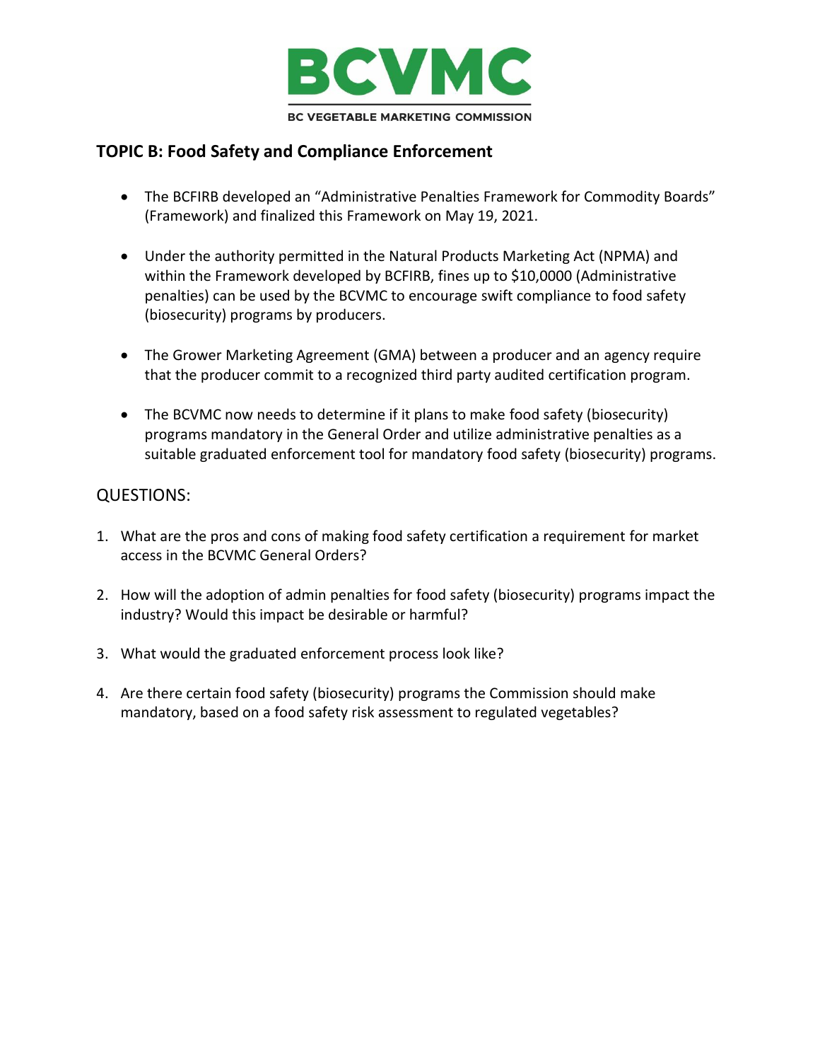BCVMC

BC VEGETABLE MARKETING COMMISSION

## TOPIC B: Food Safety and Compliance Enforcement

- The BCFIRB developed an "Administrative Penalties Framework for Commodity Boards" (Framework) and finalized this Framework on May 19, 2021.
- Under the authority permitted in the Natural Products Marketing Act (NPMA) and within the Framework developed by BCFIRB, fines up to $10,0000 (Administrative penalties) can be used by the BCVMC to encourage swift compliance to food safety (biosecurity) programs by producers.
- The Grower Marketing Agreement (GMA) between a producer and an agency require that the producer commit to a recognized third party audited certification program.
- The BCVMC now needs to determine if it plans to make food safety (biosecurity) programs mandatory in the General Order and utilize administrative penalties as a suitable graduated enforcement tool for mandatory food safety (biosecurity) programs.

## QUESTIONS:

1. What are the pros and cons of making food safety certification a requirement for market access in the BCVMC General Orders?
2. How will the adoption of admin penalties for food safety (biosecurity) programs impact the industry? Would this impact be desirable or harmful?
3. What would the graduated enforcement process look like?
4. Are there certain food safety (biosecurity) programs the Commission should make mandatory, based on a food safety risk assessment to regulated vegetables?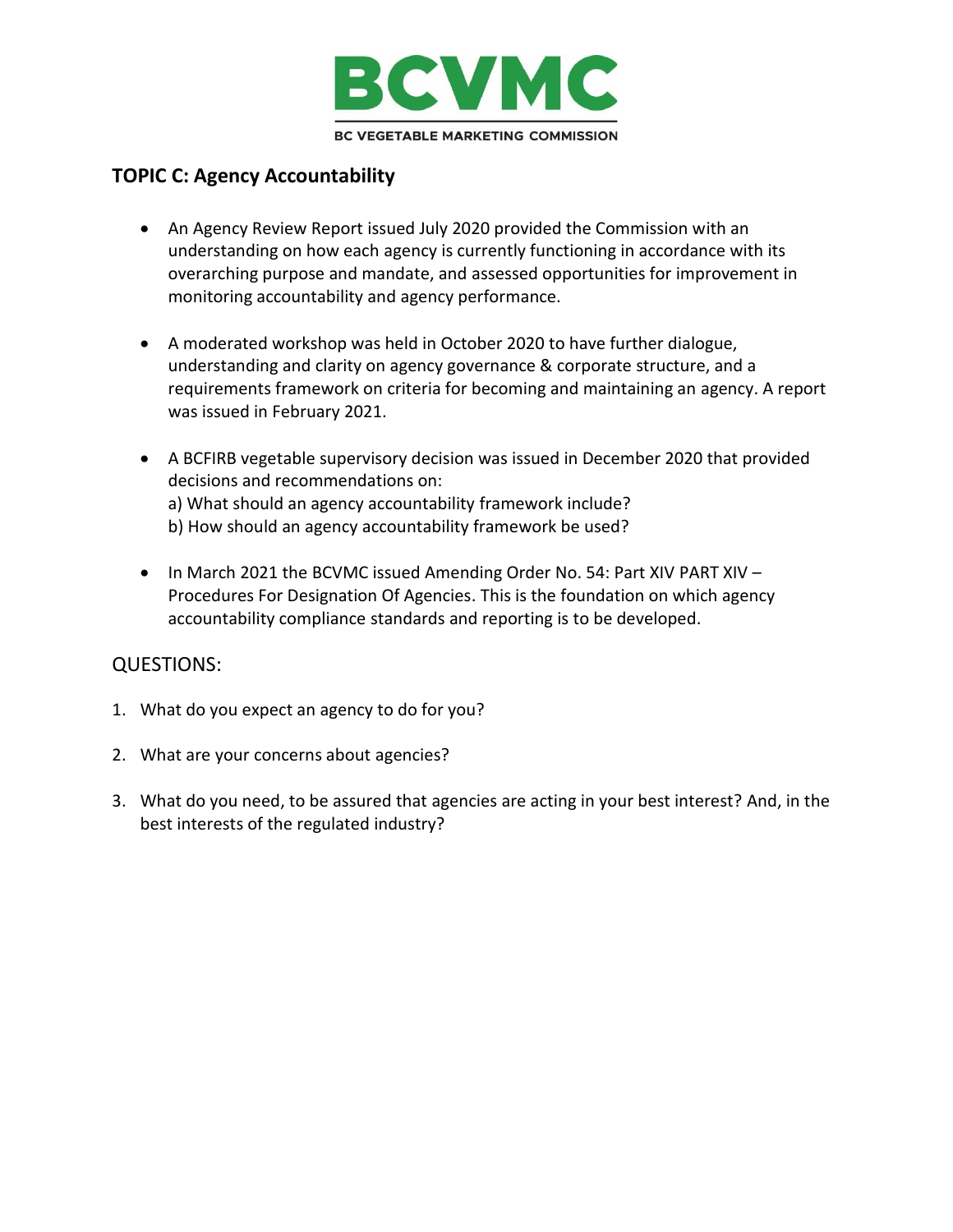BCVMC

BC VEGETABLE MARKETING COMMISSION

## TOPIC C: Agency Accountability

- An Agency Review Report issued July 2020 provided the Commission with an understanding on how each agency is currently functioning in accordance with its overarching purpose and mandate, and assessed opportunities for improvement in monitoring accountability and agency performance.
- A moderated workshop was held in October 2020 to have further dialogue, understanding and clarity on agency governance & corporate structure, and a requirements framework on criteria for becoming and maintaining an agency. A report was issued in February 2021.
- A BCFIRB vegetable supervisory decision was issued in December 2020 that provided decisions and recommendations on:
  a) What should an agency accountability framework include?
  b) How should an agency accountability framework be used?
- In March 2021 the BCVMC issued Amending Order No. 54: Part XIV PART XIV – Procedures For Designation Of Agencies. This is the foundation on which agency accountability compliance standards and reporting is to be developed.

## QUESTIONS:

1. What do you expect an agency to do for you?
2. What are your concerns about agencies?
3. What do you need, to be assured that agencies are acting in your best interest? And, in the best interests of the regulated industry?